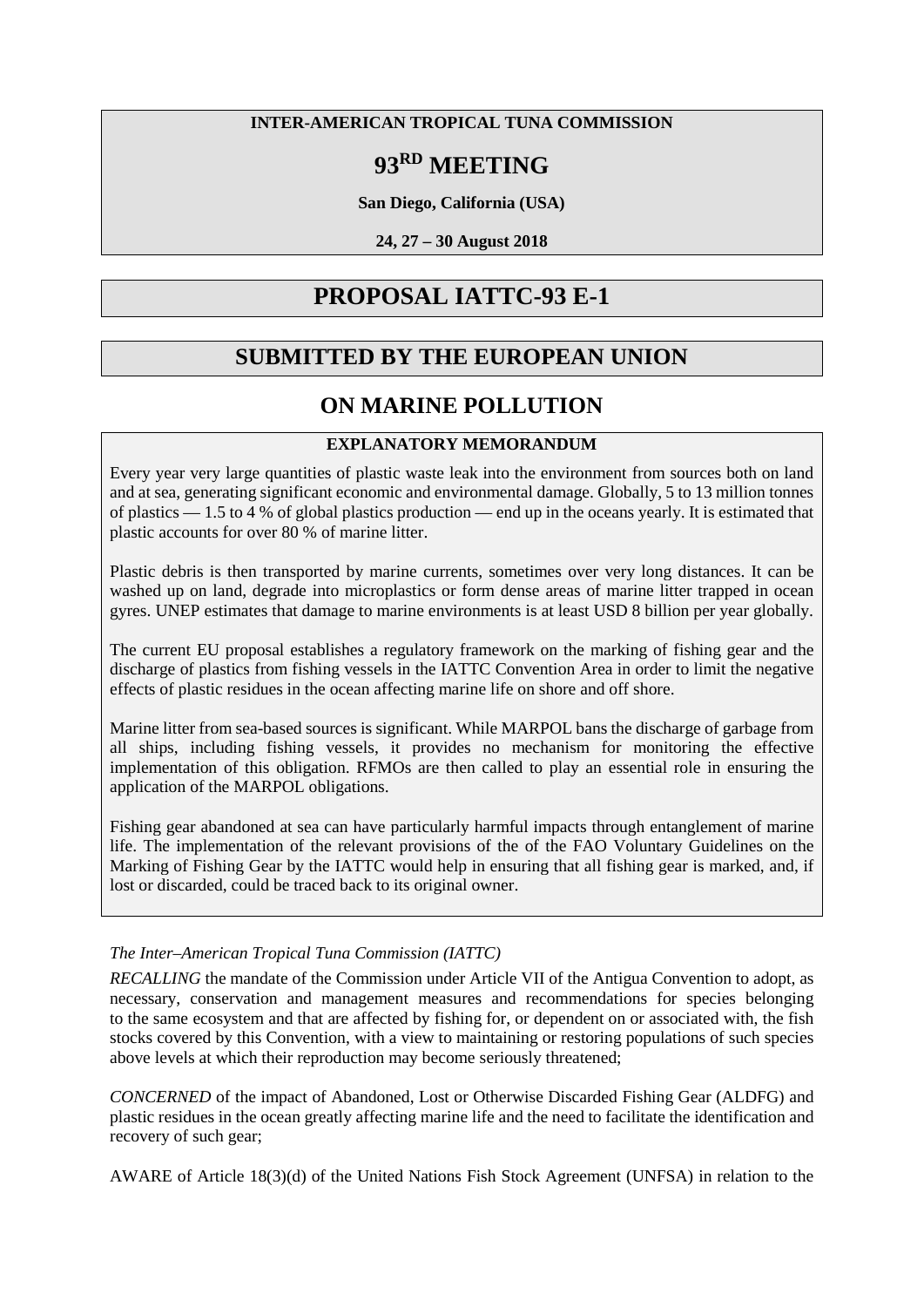**INTER-AMERICAN TROPICAL TUNA COMMISSION**

# 93RD MEETING

**San Diego, California (USA)**

**24, 27 – 30 August 2018**

# PROPOSAL IATTC-93 E-1

## SUBMITTED BY THE EUROPEAN UNION

## ON MARINE POLLUTION

**EXPLANATORY MEMORANDUM**

Every year very large quantities of plastic waste leak into the environment from sources both on land and at sea, generating significant economic and environmental damage. Globally, 5 to 13 million tonnes of plastics — 1.5 to 4 % of global plastics production — end up in the oceans yearly. It is estimated that plastic accounts for over 80 % of marine litter.

Plastic debris is then transported by marine currents, sometimes over very long distances. It can be washed up on land, degrade into microplastics or form dense areas of marine litter trapped in ocean gyres. UNEP estimates that damage to marine environments is at least USD 8 billion per year globally.

The current EU proposal establishes a regulatory framework on the marking of fishing gear and the discharge of plastics from fishing vessels in the IATTC Convention Area in order to limit the negative effects of plastic residues in the ocean affecting marine life on shore and off shore.

Marine litter from sea-based sources is significant. While MARPOL bans the discharge of garbage from all ships, including fishing vessels, it provides no mechanism for monitoring the effective implementation of this obligation. RFMOs are then called to play an essential role in ensuring the application of the MARPOL obligations.

Fishing gear abandoned at sea can have particularly harmful impacts through entanglement of marine life. The implementation of the relevant provisions of the of the FAO Voluntary Guidelines on the Marking of Fishing Gear by the IATTC would help in ensuring that all fishing gear is marked, and, if lost or discarded, could be traced back to its original owner.

*The Inter–American Tropical Tuna Commission (IATTC)*

*RECALLING* the mandate of the Commission under Article VII of the Antigua Convention to adopt, as necessary, conservation and management measures and recommendations for species belonging to the same ecosystem and that are affected by fishing for, or dependent on or associated with, the fish stocks covered by this Convention, with a view to maintaining or restoring populations of such species above levels at which their reproduction may become seriously threatened;

*CONCERNED* of the impact of Abandoned, Lost or Otherwise Discarded Fishing Gear (ALDFG) and plastic residues in the ocean greatly affecting marine life and the need to facilitate the identification and recovery of such gear;

AWARE of Article 18(3)(d) of the United Nations Fish Stock Agreement (UNFSA) in relation to the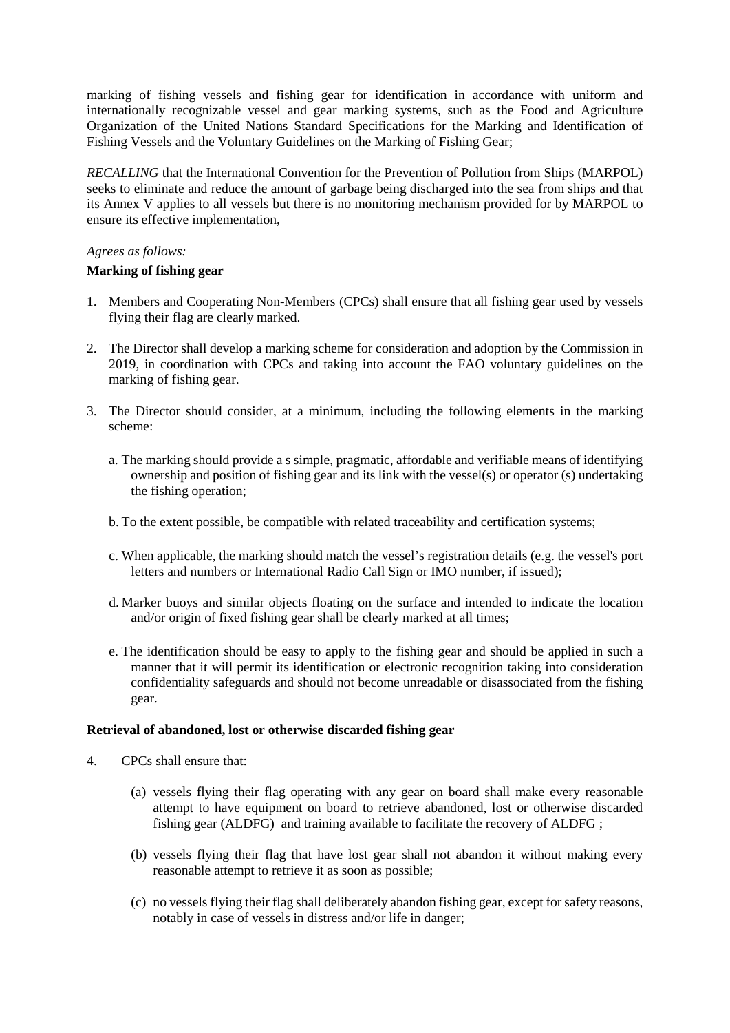marking of fishing vessels and fishing gear for identification in accordance with uniform and internationally recognizable vessel and gear marking systems, such as the Food and Agriculture Organization of the United Nations Standard Specifications for the Marking and Identification of Fishing Vessels and the Voluntary Guidelines on the Marking of Fishing Gear;

*RECALLING* that the International Convention for the Prevention of Pollution from Ships (MARPOL) seeks to eliminate and reduce the amount of garbage being discharged into the sea from ships and that its Annex V applies to all vessels but there is no monitoring mechanism provided for by MARPOL to ensure its effective implementation,

*Agrees as follows:*

**Marking of fishing gear**

1. Members and Cooperating Non-Members (CPCs) shall ensure that all fishing gear used by vessels flying their flag are clearly marked.

2. The Director shall develop a marking scheme for consideration and adoption by the Commission in 2019, in coordination with CPCs and taking into account the FAO voluntary guidelines on the marking of fishing gear.

3. The Director should consider, at a minimum, including the following elements in the marking scheme:

   a. The marking should provide a s simple, pragmatic, affordable and verifiable means of identifying ownership and position of fishing gear and its link with the vessel(s) or operator (s) undertaking the fishing operation;

   b. To the extent possible, be compatible with related traceability and certification systems;

   c. When applicable, the marking should match the vessel's registration details (e.g. the vessel's port letters and numbers or International Radio Call Sign or IMO number, if issued);

   d. Marker buoys and similar objects floating on the surface and intended to indicate the location and/or origin of fixed fishing gear shall be clearly marked at all times;

   e. The identification should be easy to apply to the fishing gear and should be applied in such a manner that it will permit its identification or electronic recognition taking into consideration confidentiality safeguards and should not become unreadable or disassociated from the fishing gear.

**Retrieval of abandoned, lost or otherwise discarded fishing gear**

4. CPCs shall ensure that:

   (a) vessels flying their flag operating with any gear on board shall make every reasonable attempt to have equipment on board to retrieve abandoned, lost or otherwise discarded fishing gear (ALDFG) and training available to facilitate the recovery of ALDFG ;

   (b) vessels flying their flag that have lost gear shall not abandon it without making every reasonable attempt to retrieve it as soon as possible;

   (c) no vessels flying their flag shall deliberately abandon fishing gear, except for safety reasons, notably in case of vessels in distress and/or life in danger;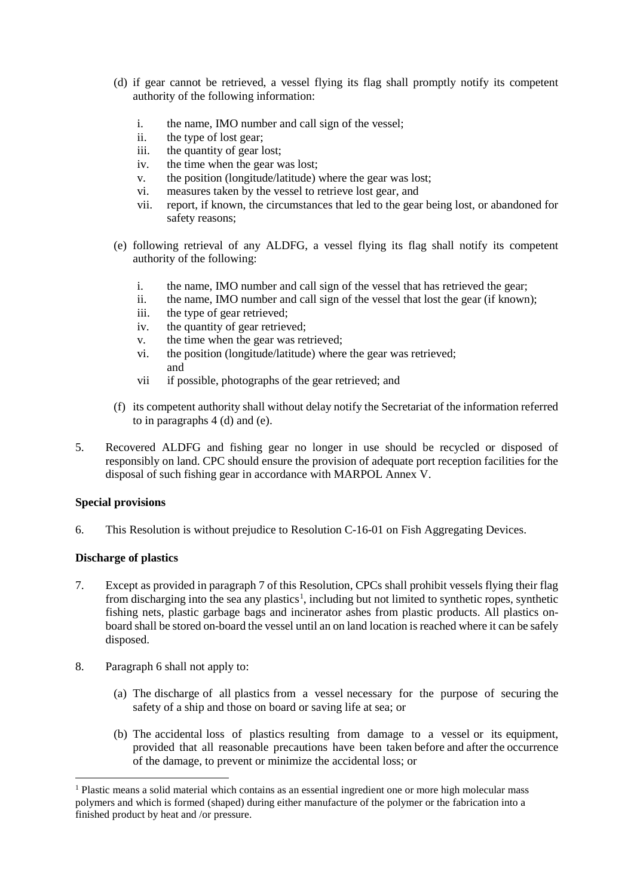(d) if gear cannot be retrieved, a vessel flying its flag shall promptly notify its competent authority of the following information:

   i. the name, IMO number and call sign of the vessel;
   ii. the type of lost gear;
   iii. the quantity of gear lost;
   iv. the time when the gear was lost;
   v. the position (longitude/latitude) where the gear was lost;
   vi. measures taken by the vessel to retrieve lost gear, and
   vii. report, if known, the circumstances that led to the gear being lost, or abandoned for safety reasons;

(e) following retrieval of any ALDFG, a vessel flying its flag shall notify its competent authority of the following:

   i. the name, IMO number and call sign of the vessel that has retrieved the gear;
   ii. the name, IMO number and call sign of the vessel that lost the gear (if known);
   iii. the type of gear retrieved;
   iv. the quantity of gear retrieved;
   v. the time when the gear was retrieved;
   vi. the position (longitude/latitude) where the gear was retrieved; and
   vii if possible, photographs of the gear retrieved; and

(f) its competent authority shall without delay notify the Secretariat of the information referred to in paragraphs 4 (d) and (e).

5. Recovered ALDFG and fishing gear no longer in use should be recycled or disposed of responsibly on land. CPC should ensure the provision of adequate port reception facilities for the disposal of such fishing gear in accordance with MARPOL Annex V.

**Special provisions**

6. This Resolution is without prejudice to Resolution C-16-01 on Fish Aggregating Devices.

**Discharge of plastics**

7. Except as provided in paragraph 7 of this Resolution, CPCs shall prohibit vessels flying their flag from discharging into the sea any plastics[1], including but not limited to synthetic ropes, synthetic fishing nets, plastic garbage bags and incinerator ashes from plastic products. All plastics on-board shall be stored on-board the vessel until an on land location is reached where it can be safely disposed.

8. Paragraph 6 shall not apply to:

   (a) The discharge of all plastics from a vessel necessary for the purpose of securing the safety of a ship and those on board or saving life at sea; or

   (b) The accidental loss of plastics resulting from damage to a vessel or its equipment, provided that all reasonable precautions have been taken before and after the occurrence of the damage, to prevent or minimize the accidental loss; or

[1] Plastic means a solid material which contains as an essential ingredient one or more high molecular mass polymers and which is formed (shaped) during either manufacture of the polymer or the fabrication into a finished product by heat and /or pressure.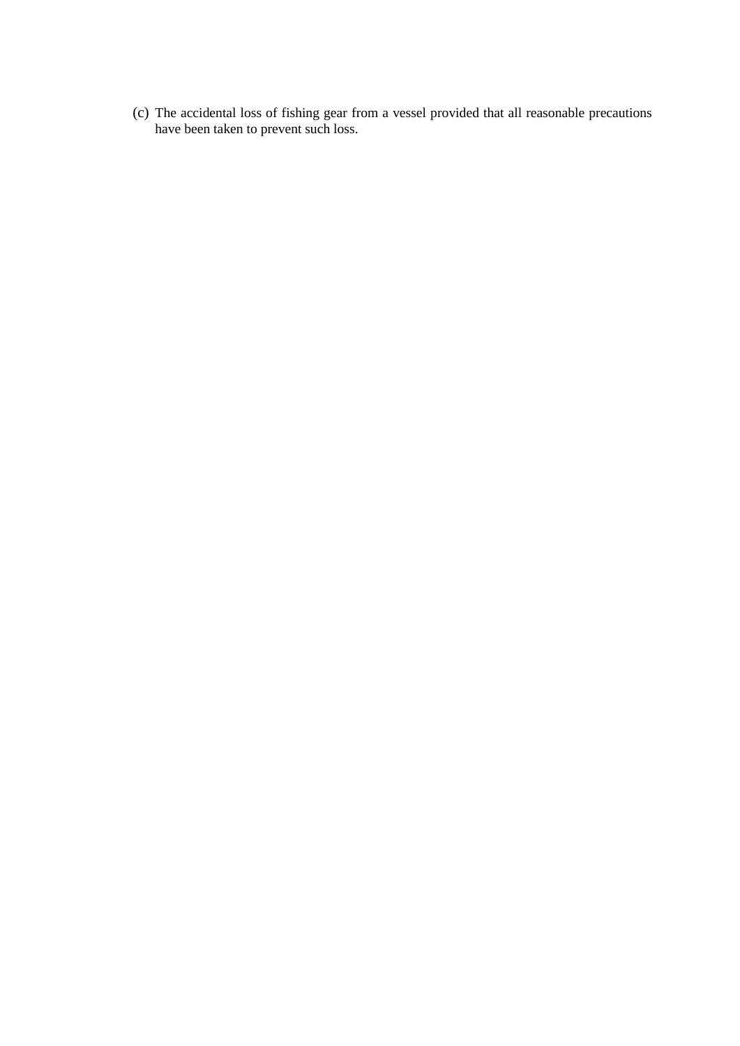(c) The accidental loss of fishing gear from a vessel provided that all reasonable precautions have been taken to prevent such loss.